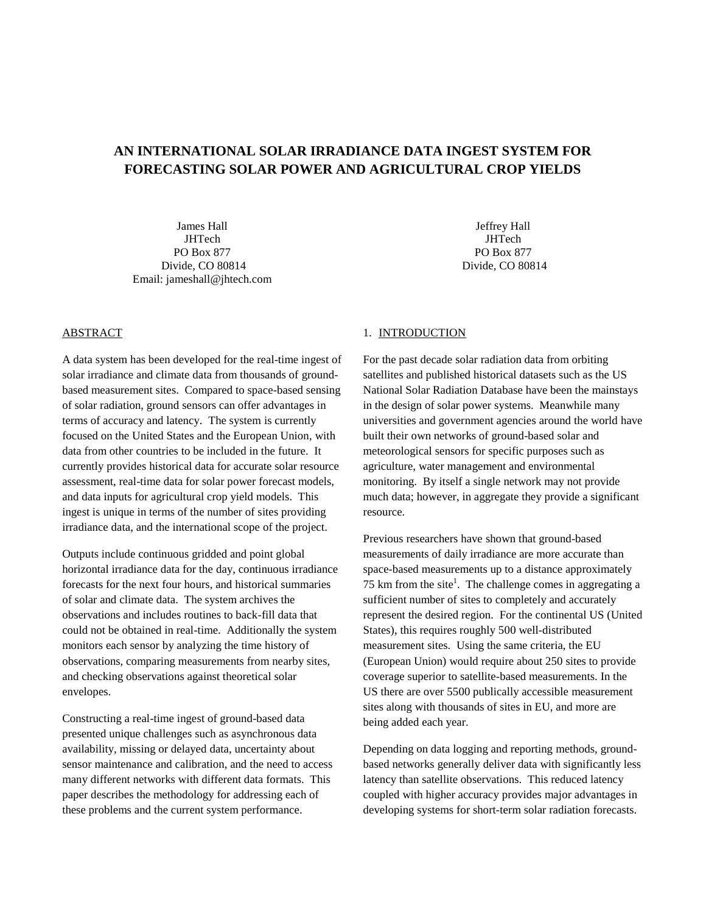# AN INTERNATIONAL SOLAR IRRADIANCE DATA INGEST SYSTEM FOR FORECASTING SOLAR POWER AND AGRICULTURAL CROP YIELDS

James Hall
JHTech
PO Box 877
Divide, CO 80814
Email: jameshall@jhtech.com

Jeffrey Hall
JHTech
PO Box 877
Divide, CO 80814

## ABSTRACT

A data system has been developed for the real-time ingest of solar irradiance and climate data from thousands of ground-based measurement sites. Compared to space-based sensing of solar radiation, ground sensors can offer advantages in terms of accuracy and latency. The system is currently focused on the United States and the European Union, with data from other countries to be included in the future. It currently provides historical data for accurate solar resource assessment, real-time data for solar power forecast models, and data inputs for agricultural crop yield models. This ingest is unique in terms of the number of sites providing irradiance data, and the international scope of the project.

Outputs include continuous gridded and point global horizontal irradiance data for the day, continuous irradiance forecasts for the next four hours, and historical summaries of solar and climate data. The system archives the observations and includes routines to back-fill data that could not be obtained in real-time. Additionally the system monitors each sensor by analyzing the time history of observations, comparing measurements from nearby sites, and checking observations against theoretical solar envelopes.

Constructing a real-time ingest of ground-based data presented unique challenges such as asynchronous data availability, missing or delayed data, uncertainty about sensor maintenance and calibration, and the need to access many different networks with different data formats. This paper describes the methodology for addressing each of these problems and the current system performance.

## 1. INTRODUCTION

For the past decade solar radiation data from orbiting satellites and published historical datasets such as the US National Solar Radiation Database have been the mainstays in the design of solar power systems. Meanwhile many universities and government agencies around the world have built their own networks of ground-based solar and meteorological sensors for specific purposes such as agriculture, water management and environmental monitoring. By itself a single network may not provide much data; however, in aggregate they provide a significant resource.

Previous researchers have shown that ground-based measurements of daily irradiance are more accurate than space-based measurements up to a distance approximately 75 km from the site[1]. The challenge comes in aggregating a sufficient number of sites to completely and accurately represent the desired region. For the continental US (United States), this requires roughly 500 well-distributed measurement sites. Using the same criteria, the EU (European Union) would require about 250 sites to provide coverage superior to satellite-based measurements. In the US there are over 5500 publically accessible measurement sites along with thousands of sites in EU, and more are being added each year.

Depending on data logging and reporting methods, ground-based networks generally deliver data with significantly less latency than satellite observations. This reduced latency coupled with higher accuracy provides major advantages in developing systems for short-term solar radiation forecasts.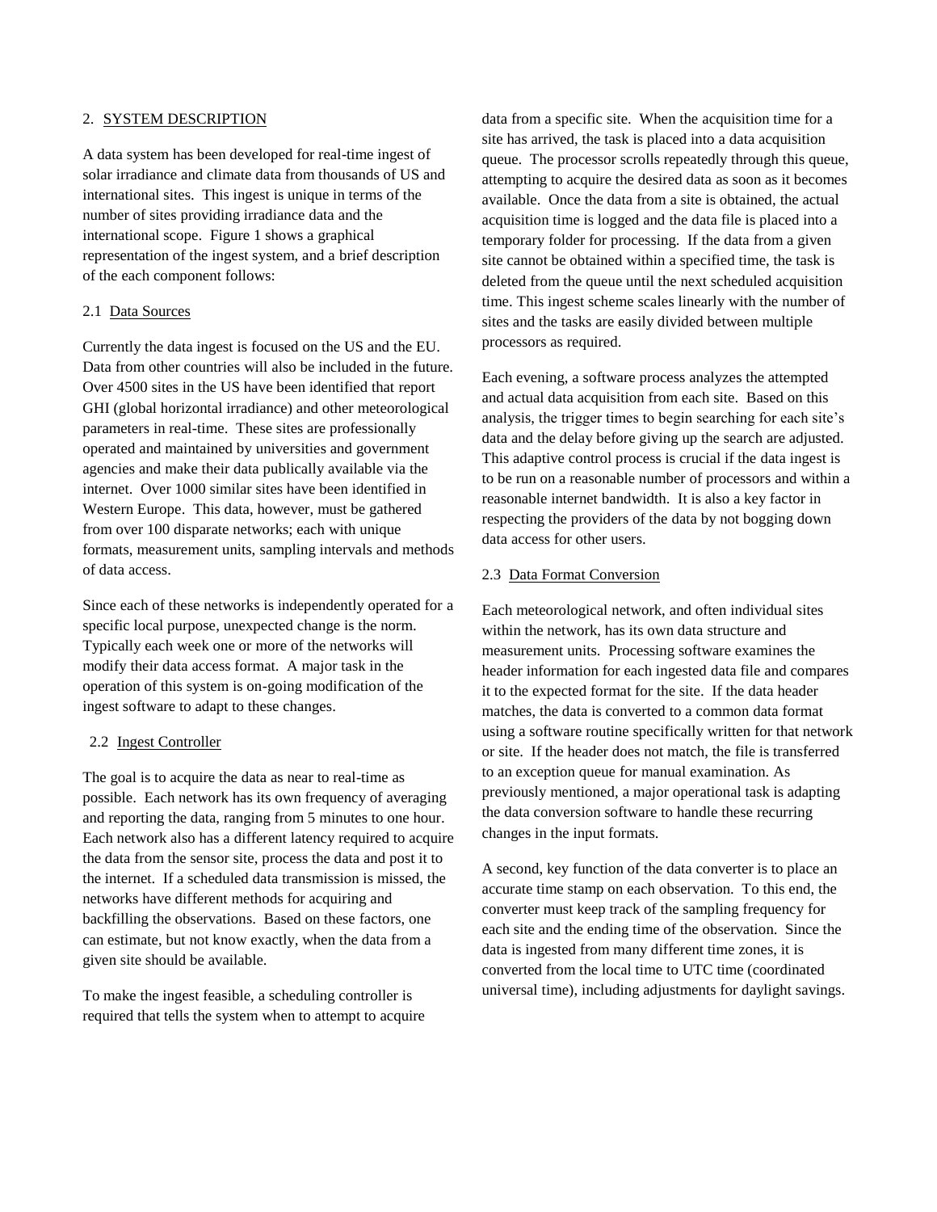## 2. SYSTEM DESCRIPTION

A data system has been developed for real-time ingest of solar irradiance and climate data from thousands of US and international sites. This ingest is unique in terms of the number of sites providing irradiance data and the international scope. Figure 1 shows a graphical representation of the ingest system, and a brief description of the each component follows:

### 2.1 Data Sources

Currently the data ingest is focused on the US and the EU. Data from other countries will also be included in the future. Over 4500 sites in the US have been identified that report GHI (global horizontal irradiance) and other meteorological parameters in real-time. These sites are professionally operated and maintained by universities and government agencies and make their data publically available via the internet. Over 1000 similar sites have been identified in Western Europe. This data, however, must be gathered from over 100 disparate networks; each with unique formats, measurement units, sampling intervals and methods of data access.

Since each of these networks is independently operated for a specific local purpose, unexpected change is the norm. Typically each week one or more of the networks will modify their data access format. A major task in the operation of this system is on-going modification of the ingest software to adapt to these changes.

### 2.2 Ingest Controller

The goal is to acquire the data as near to real-time as possible. Each network has its own frequency of averaging and reporting the data, ranging from 5 minutes to one hour. Each network also has a different latency required to acquire the data from the sensor site, process the data and post it to the internet. If a scheduled data transmission is missed, the networks have different methods for acquiring and backfilling the observations. Based on these factors, one can estimate, but not know exactly, when the data from a given site should be available.

To make the ingest feasible, a scheduling controller is required that tells the system when to attempt to acquire data from a specific site. When the acquisition time for a site has arrived, the task is placed into a data acquisition queue. The processor scrolls repeatedly through this queue, attempting to acquire the desired data as soon as it becomes available. Once the data from a site is obtained, the actual acquisition time is logged and the data file is placed into a temporary folder for processing. If the data from a given site cannot be obtained within a specified time, the task is deleted from the queue until the next scheduled acquisition time. This ingest scheme scales linearly with the number of sites and the tasks are easily divided between multiple processors as required.

Each evening, a software process analyzes the attempted and actual data acquisition from each site. Based on this analysis, the trigger times to begin searching for each site's data and the delay before giving up the search are adjusted. This adaptive control process is crucial if the data ingest is to be run on a reasonable number of processors and within a reasonable internet bandwidth. It is also a key factor in respecting the providers of the data by not bogging down data access for other users.

### 2.3 Data Format Conversion

Each meteorological network, and often individual sites within the network, has its own data structure and measurement units. Processing software examines the header information for each ingested data file and compares it to the expected format for the site. If the data header matches, the data is converted to a common data format using a software routine specifically written for that network or site. If the header does not match, the file is transferred to an exception queue for manual examination. As previously mentioned, a major operational task is adapting the data conversion software to handle these recurring changes in the input formats.

A second, key function of the data converter is to place an accurate time stamp on each observation. To this end, the converter must keep track of the sampling frequency for each site and the ending time of the observation. Since the data is ingested from many different time zones, it is converted from the local time to UTC time (coordinated universal time), including adjustments for daylight savings.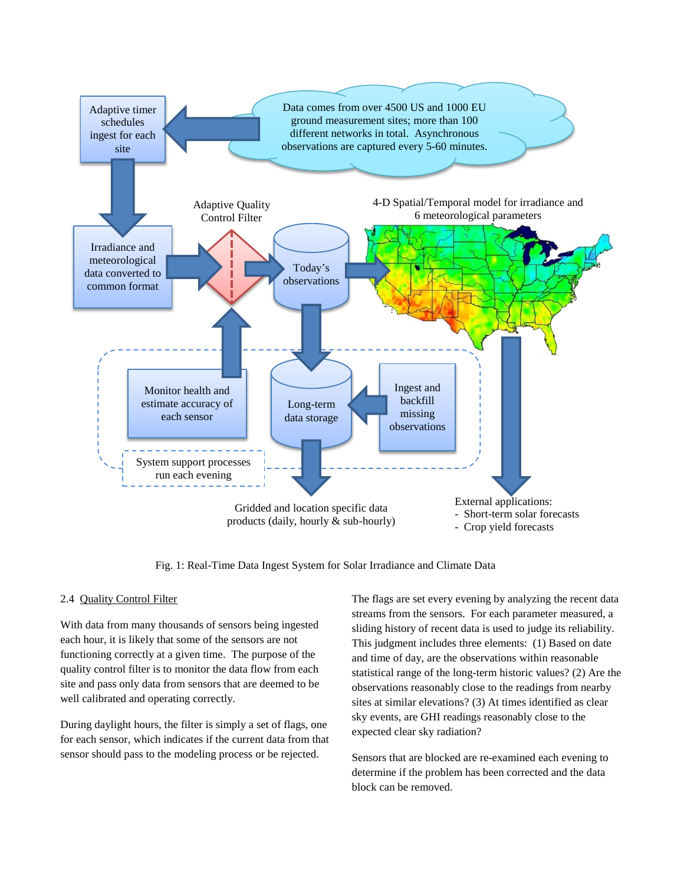Fig. 1: Real-Time Data Ingest System for Solar Irradiance and Climate Data

2.4 Quality Control Filter

With data from many thousands of sensors being ingested each hour, it is likely that some of the sensors are not functioning correctly at a given time. The purpose of the quality control filter is to monitor the data flow from each site and pass only data from sensors that are deemed to be well calibrated and operating correctly.

During daylight hours, the filter is simply a set of flags, one for each sensor, which indicates if the current data from that sensor should pass to the modeling process or be rejected.

The flags are set every evening by analyzing the recent data streams from the sensors. For each parameter measured, a sliding history of recent data is used to judge its reliability. This judgment includes three elements: (1) Based on date and time of day, are the observations within reasonable statistical range of the long-term historic values? (2) Are the observations reasonably close to the readings from nearby sites at similar elevations? (3) At times identified as clear sky events, are GHI readings reasonably close to the expected clear sky radiation?

Sensors that are blocked are re-examined each evening to determine if the problem has been corrected and the data block can be removed.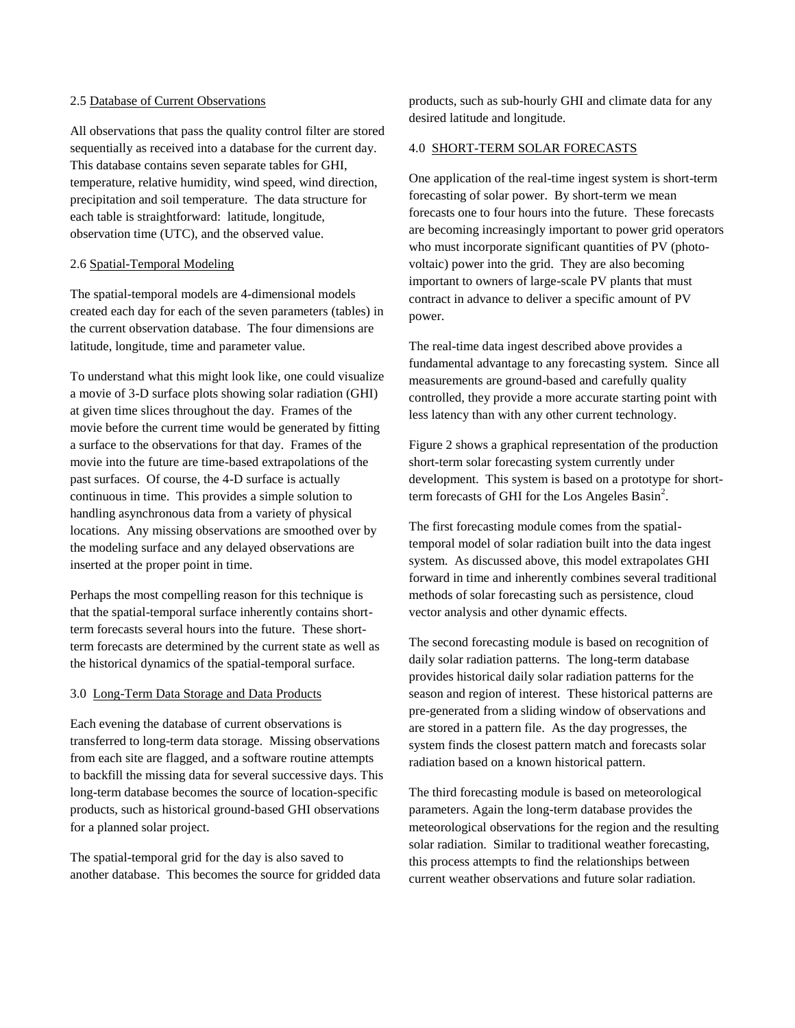### 2.5 Database of Current Observations

All observations that pass the quality control filter are stored sequentially as received into a database for the current day. This database contains seven separate tables for GHI, temperature, relative humidity, wind speed, wind direction, precipitation and soil temperature. The data structure for each table is straightforward: latitude, longitude, observation time (UTC), and the observed value.

### 2.6 Spatial-Temporal Modeling

The spatial-temporal models are 4-dimensional models created each day for each of the seven parameters (tables) in the current observation database. The four dimensions are latitude, longitude, time and parameter value.

To understand what this might look like, one could visualize a movie of 3-D surface plots showing solar radiation (GHI) at given time slices throughout the day. Frames of the movie before the current time would be generated by fitting a surface to the observations for that day. Frames of the movie into the future are time-based extrapolations of the past surfaces. Of course, the 4-D surface is actually continuous in time. This provides a simple solution to handling asynchronous data from a variety of physical locations. Any missing observations are smoothed over by the modeling surface and any delayed observations are inserted at the proper point in time.

Perhaps the most compelling reason for this technique is that the spatial-temporal surface inherently contains short-term forecasts several hours into the future. These short-term forecasts are determined by the current state as well as the historical dynamics of the spatial-temporal surface.

## 3.0 Long-Term Data Storage and Data Products

Each evening the database of current observations is transferred to long-term data storage. Missing observations from each site are flagged, and a software routine attempts to backfill the missing data for several successive days. This long-term database becomes the source of location-specific products, such as historical ground-based GHI observations for a planned solar project.

The spatial-temporal grid for the day is also saved to another database. This becomes the source for gridded data products, such as sub-hourly GHI and climate data for any desired latitude and longitude.

## 4.0 SHORT-TERM SOLAR FORECASTS

One application of the real-time ingest system is short-term forecasting of solar power. By short-term we mean forecasts one to four hours into the future. These forecasts are becoming increasingly important to power grid operators who must incorporate significant quantities of PV (photo-voltaic) power into the grid. They are also becoming important to owners of large-scale PV plants that must contract in advance to deliver a specific amount of PV power.

The real-time data ingest described above provides a fundamental advantage to any forecasting system. Since all measurements are ground-based and carefully quality controlled, they provide a more accurate starting point with less latency than with any other current technology.

Figure 2 shows a graphical representation of the production short-term solar forecasting system currently under development. This system is based on a prototype for short-term forecasts of GHI for the Los Angeles Basin[2].

The first forecasting module comes from the spatial-temporal model of solar radiation built into the data ingest system. As discussed above, this model extrapolates GHI forward in time and inherently combines several traditional methods of solar forecasting such as persistence, cloud vector analysis and other dynamic effects.

The second forecasting module is based on recognition of daily solar radiation patterns. The long-term database provides historical daily solar radiation patterns for the season and region of interest. These historical patterns are pre-generated from a sliding window of observations and are stored in a pattern file. As the day progresses, the system finds the closest pattern match and forecasts solar radiation based on a known historical pattern.

The third forecasting module is based on meteorological parameters. Again the long-term database provides the meteorological observations for the region and the resulting solar radiation. Similar to traditional weather forecasting, this process attempts to find the relationships between current weather observations and future solar radiation.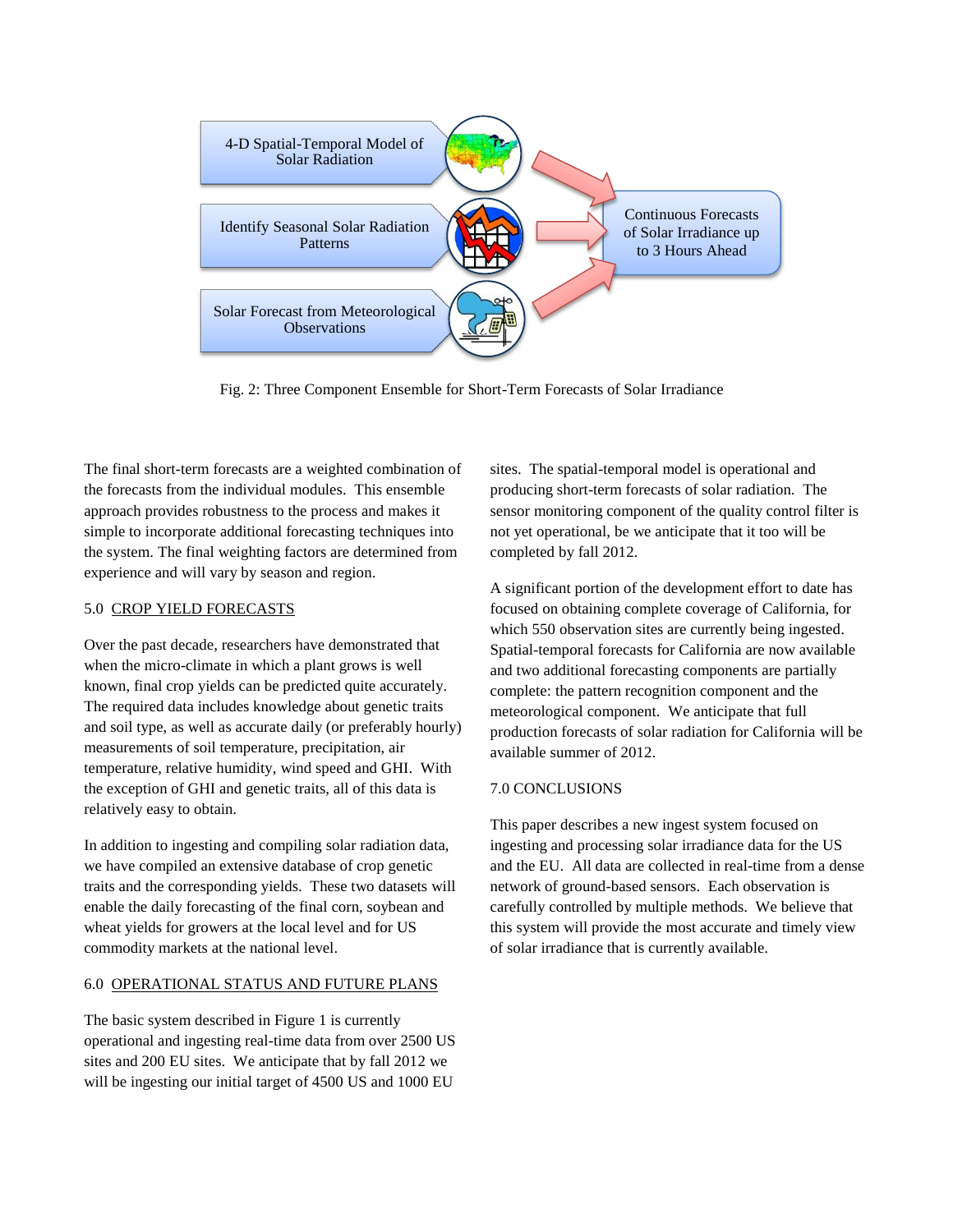Fig. 2: Three Component Ensemble for Short-Term Forecasts of Solar Irradiance

The final short-term forecasts are a weighted combination of the forecasts from the individual modules. This ensemble approach provides robustness to the process and makes it simple to incorporate additional forecasting techniques into the system. The final weighting factors are determined from experience and will vary by season and region.

## 5.0 CROP YIELD FORECASTS

Over the past decade, researchers have demonstrated that when the micro-climate in which a plant grows is well known, final crop yields can be predicted quite accurately. The required data includes knowledge about genetic traits and soil type, as well as accurate daily (or preferably hourly) measurements of soil temperature, precipitation, air temperature, relative humidity, wind speed and GHI. With the exception of GHI and genetic traits, all of this data is relatively easy to obtain.

In addition to ingesting and compiling solar radiation data, we have compiled an extensive database of crop genetic traits and the corresponding yields. These two datasets will enable the daily forecasting of the final corn, soybean and wheat yields for growers at the local level and for US commodity markets at the national level.

## 6.0 OPERATIONAL STATUS AND FUTURE PLANS

The basic system described in Figure 1 is currently operational and ingesting real-time data from over 2500 US sites and 200 EU sites. We anticipate that by fall 2012 we will be ingesting our initial target of 4500 US and 1000 EU sites. The spatial-temporal model is operational and producing short-term forecasts of solar radiation. The sensor monitoring component of the quality control filter is not yet operational, be we anticipate that it too will be completed by fall 2012.

A significant portion of the development effort to date has focused on obtaining complete coverage of California, for which 550 observation sites are currently being ingested. Spatial-temporal forecasts for California are now available and two additional forecasting components are partially complete: the pattern recognition component and the meteorological component. We anticipate that full production forecasts of solar radiation for California will be available summer of 2012.

## 7.0 CONCLUSIONS

This paper describes a new ingest system focused on ingesting and processing solar irradiance data for the US and the EU. All data are collected in real-time from a dense network of ground-based sensors. Each observation is carefully controlled by multiple methods. We believe that this system will provide the most accurate and timely view of solar irradiance that is currently available.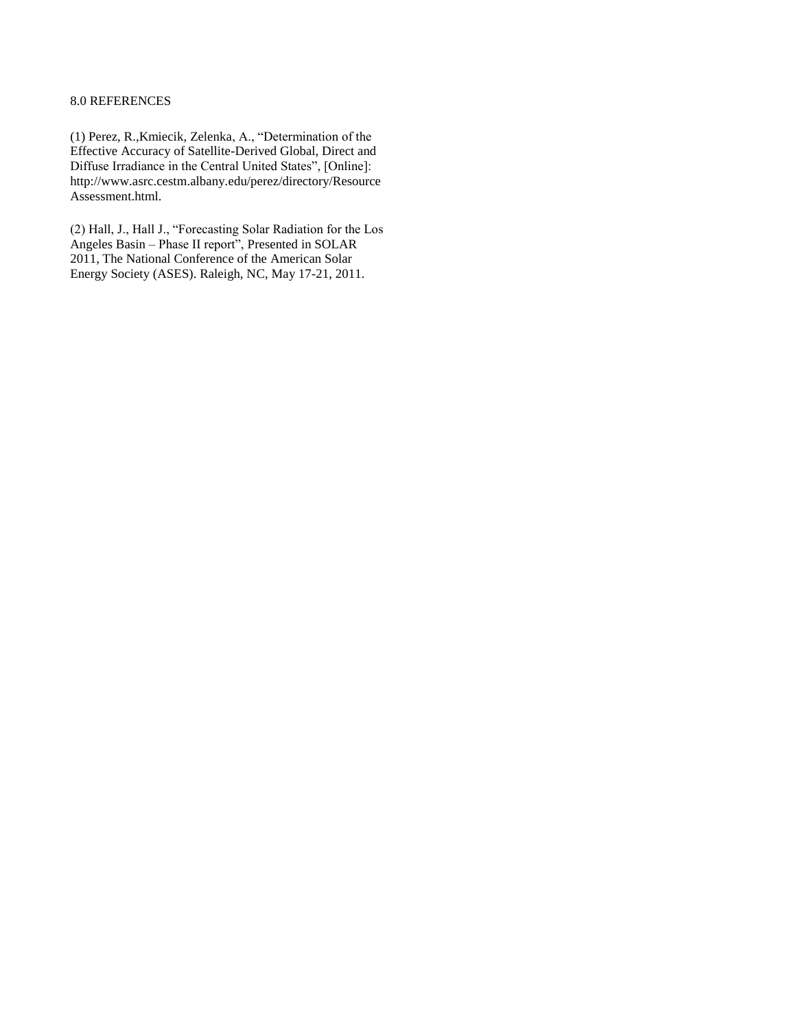## 8.0 REFERENCES

(1) Perez, R.,Kmiecik, Zelenka, A., "Determination of the Effective Accuracy of Satellite-Derived Global, Direct and Diffuse Irradiance in the Central United States", [Online]: http://www.asrc.cestm.albany.edu/perez/directory/ResourceAssessment.html.

(2) Hall, J., Hall J., "Forecasting Solar Radiation for the Los Angeles Basin – Phase II report", Presented in SOLAR 2011, The National Conference of the American Solar Energy Society (ASES). Raleigh, NC, May 17-21, 2011.